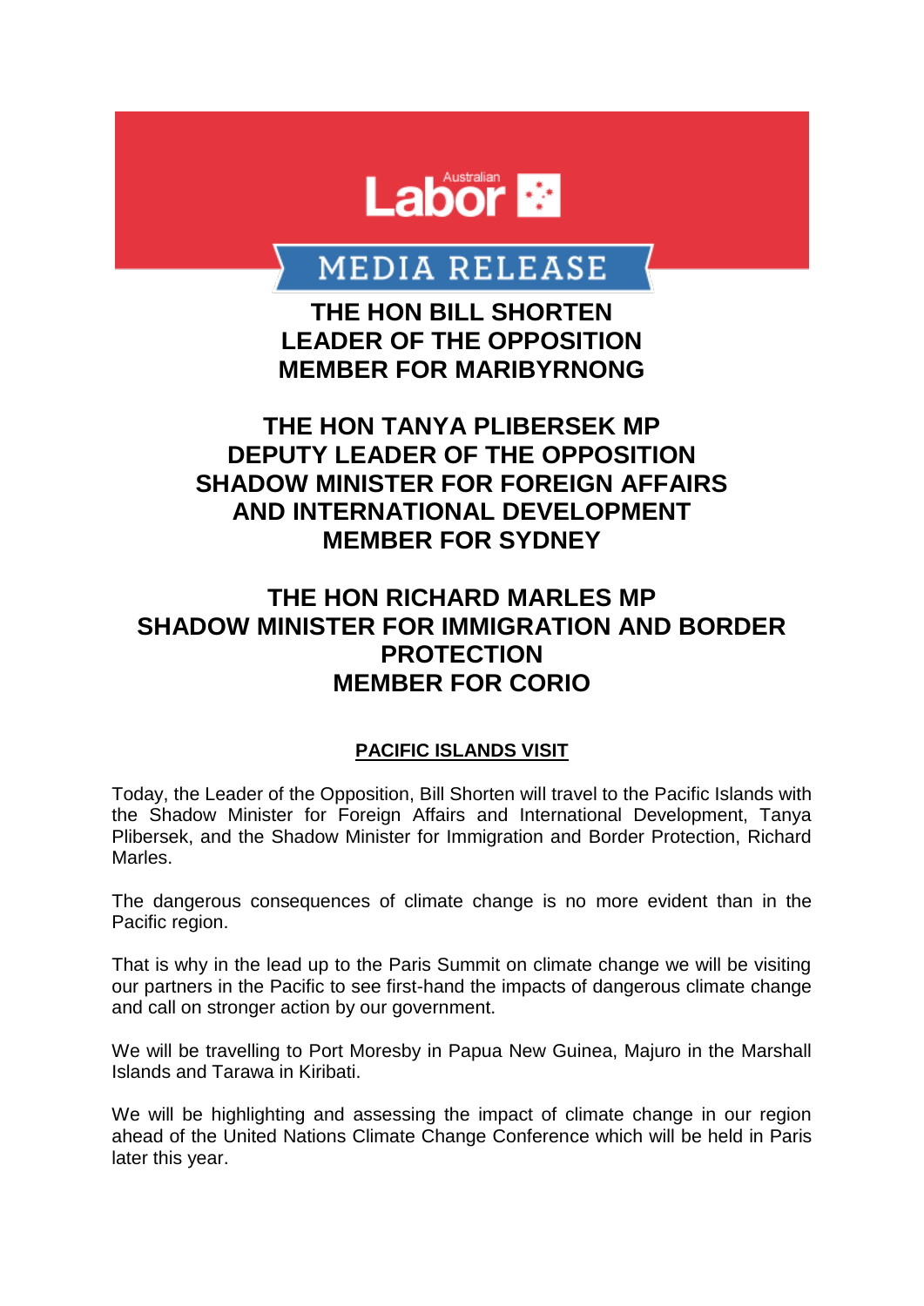**Australian Labor**

# MEDIA RELEASE

**THE HON BILL SHORTEN**
**LEADER OF THE OPPOSITION**
**MEMBER FOR MARIBYRNONG**

**THE HON TANYA PLIBERSEK MP**
**DEPUTY LEADER OF THE OPPOSITION**
**SHADOW MINISTER FOR FOREIGN AFFAIRS AND INTERNATIONAL DEVELOPMENT**
**MEMBER FOR SYDNEY**

**THE HON RICHARD MARLES MP**
**SHADOW MINISTER FOR IMMIGRATION AND BORDER PROTECTION**
**MEMBER FOR CORIO**

## PACIFIC ISLANDS VISIT

Today, the Leader of the Opposition, Bill Shorten will travel to the Pacific Islands with the Shadow Minister for Foreign Affairs and International Development, Tanya Plibersek, and the Shadow Minister for Immigration and Border Protection, Richard Marles.

The dangerous consequences of climate change is no more evident than in the Pacific region.

That is why in the lead up to the Paris Summit on climate change we will be visiting our partners in the Pacific to see first-hand the impacts of dangerous climate change and call on stronger action by our government.

We will be travelling to Port Moresby in Papua New Guinea, Majuro in the Marshall Islands and Tarawa in Kiribati.

We will be highlighting and assessing the impact of climate change in our region ahead of the United Nations Climate Change Conference which will be held in Paris later this year.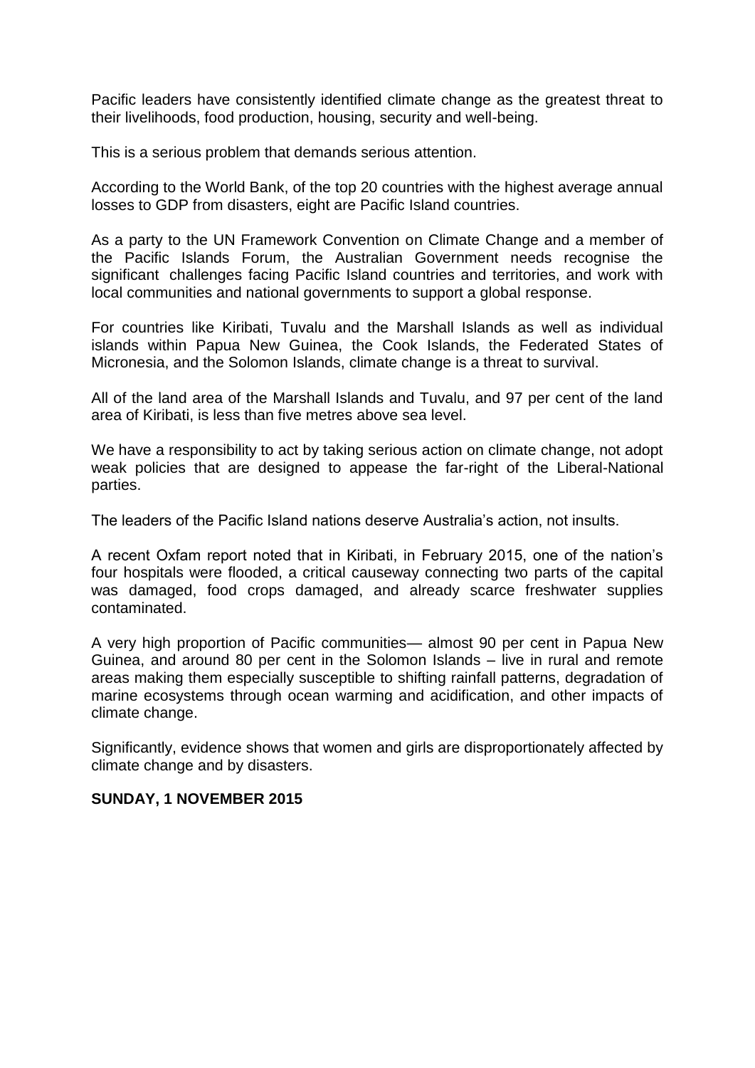Pacific leaders have consistently identified climate change as the greatest threat to their livelihoods, food production, housing, security and well-being.

This is a serious problem that demands serious attention.

According to the World Bank, of the top 20 countries with the highest average annual losses to GDP from disasters, eight are Pacific Island countries.

As a party to the UN Framework Convention on Climate Change and a member of the Pacific Islands Forum, the Australian Government needs recognise the significant challenges facing Pacific Island countries and territories, and work with local communities and national governments to support a global response.

For countries like Kiribati, Tuvalu and the Marshall Islands as well as individual islands within Papua New Guinea, the Cook Islands, the Federated States of Micronesia, and the Solomon Islands, climate change is a threat to survival.

All of the land area of the Marshall Islands and Tuvalu, and 97 per cent of the land area of Kiribati, is less than five metres above sea level.

We have a responsibility to act by taking serious action on climate change, not adopt weak policies that are designed to appease the far-right of the Liberal-National parties.

The leaders of the Pacific Island nations deserve Australia's action, not insults.

A recent Oxfam report noted that in Kiribati, in February 2015, one of the nation's four hospitals were flooded, a critical causeway connecting two parts of the capital was damaged, food crops damaged, and already scarce freshwater supplies contaminated.

A very high proportion of Pacific communities— almost 90 per cent in Papua New Guinea, and around 80 per cent in the Solomon Islands – live in rural and remote areas making them especially susceptible to shifting rainfall patterns, degradation of marine ecosystems through ocean warming and acidification, and other impacts of climate change.

Significantly, evidence shows that women and girls are disproportionately affected by climate change and by disasters.

**SUNDAY, 1 NOVEMBER 2015**